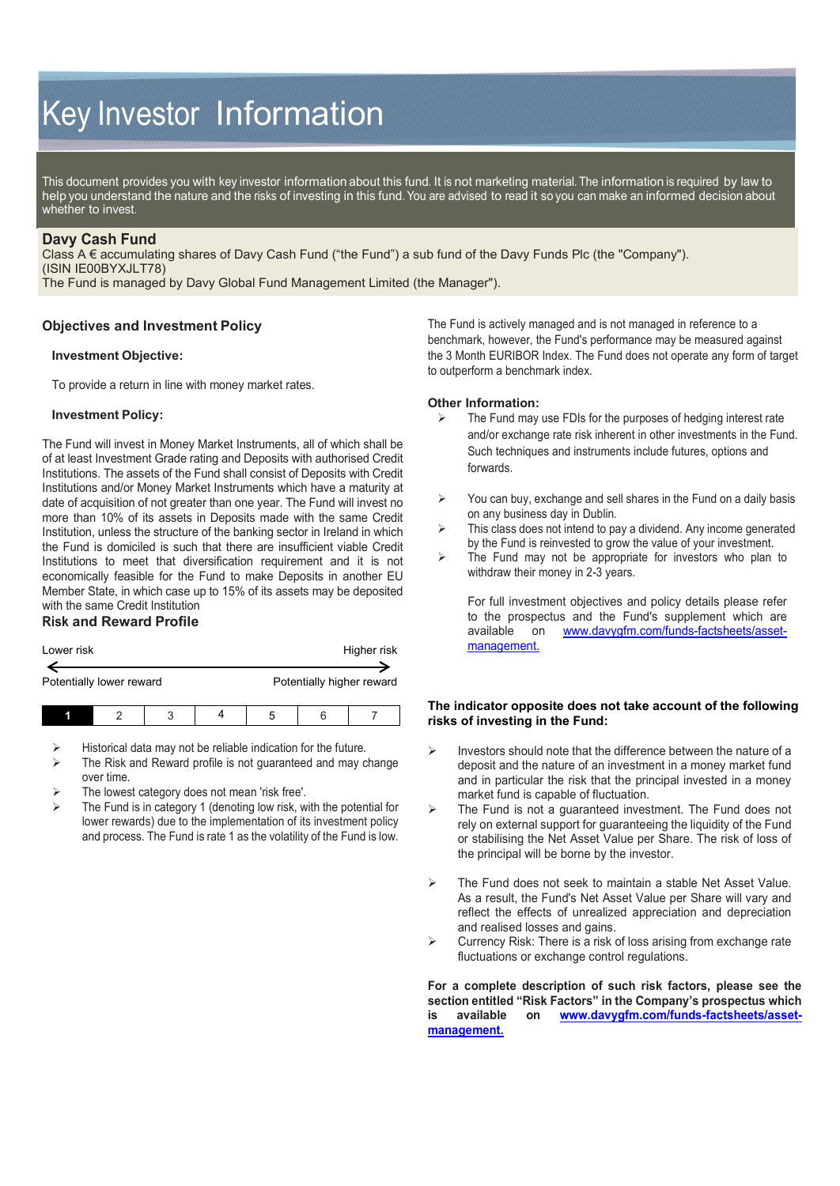# Key Investor Information

This document provides you with key investor information about this fund. It is not marketing material. The information is required by law to help you understand the nature and the risks of investing in this fund. You are advised to read it so you can make an informed decision about whether to invest.

## Davy Cash Fund

Class A € accumulating shares of Davy Cash Fund ("the Fund") a sub fund of the Davy Funds Plc (the "Company"). (ISIN IE00BYXJLT78)
The Fund is managed by Davy Global Fund Management Limited (the Manager").

## Objectives and Investment Policy

### Investment Objective:

To provide a return in line with money market rates.

### Investment Policy:

The Fund will invest in Money Market Instruments, all of which shall be of at least Investment Grade rating and Deposits with authorised Credit Institutions. The assets of the Fund shall consist of Deposits with Credit Institutions and/or Money Market Instruments which have a maturity at date of acquisition of not greater than one year. The Fund will invest no more than 10% of its assets in Deposits made with the same Credit Institution, unless the structure of the banking sector in Ireland in which the Fund is domiciled is such that there are insufficient viable Credit Institutions to meet that diversification requirement and it is not economically feasible for the Fund to make Deposits in another EU Member State, in which case up to 15% of its assets may be deposited with the same Credit Institution

The Fund is actively managed and is not managed in reference to a benchmark, however, the Fund's performance may be measured against the 3 Month EURIBOR Index. The Fund does not operate any form of target to outperform a benchmark index.

### Other Information:

- The Fund may use FDIs for the purposes of hedging interest rate and/or exchange rate risk inherent in other investments in the Fund. Such techniques and instruments include futures, options and forwards.
- You can buy, exchange and sell shares in the Fund on a daily basis on any business day in Dublin.
- This class does not intend to pay a dividend. Any income generated by the Fund is reinvested to grow the value of your investment.
- The Fund may not be appropriate for investors who plan to withdraw their money in 2-3 years.

For full investment objectives and policy details please refer to the prospectus and the Fund's supplement which are available on [www.davygfm.com/funds-factsheets/asset-management.](www.davygfm.com/funds-factsheets/asset-management)

## Risk and Reward Profile

| Lower risk | | | | | | Higher risk |
|---|---|---|---|---|---|---|
| Potentially lower reward | | | | | | Potentially higher reward |
| **1** | 2 | 3 | 4 | 5 | 6 | 7 |

- Historical data may not be reliable indication for the future.
- The Risk and Reward profile is not guaranteed and may change over time.
- The lowest category does not mean 'risk free'.
- The Fund is in category 1 (denoting low risk, with the potential for lower rewards) due to the implementation of its investment policy and process. The Fund is rate 1 as the volatility of the Fund is low.

**The indicator opposite does not take account of the following risks of investing in the Fund:**

- Investors should note that the difference between the nature of a deposit and the nature of an investment in a money market fund and in particular the risk that the principal invested in a money market fund is capable of fluctuation.
- The Fund is not a guaranteed investment. The Fund does not rely on external support for guaranteeing the liquidity of the Fund or stabilising the Net Asset Value per Share. The risk of loss of the principal will be borne by the investor.
- The Fund does not seek to maintain a stable Net Asset Value. As a result, the Fund's Net Asset Value per Share will vary and reflect the effects of unrealized appreciation and depreciation and realised losses and gains.
- Currency Risk: There is a risk of loss arising from exchange rate fluctuations or exchange control regulations.

**For a complete description of such risk factors, please see the section entitled "Risk Factors" in the Company's prospectus which is available on [www.davygfm.com/funds-factsheets/asset-management.](www.davygfm.com/funds-factsheets/asset-management)**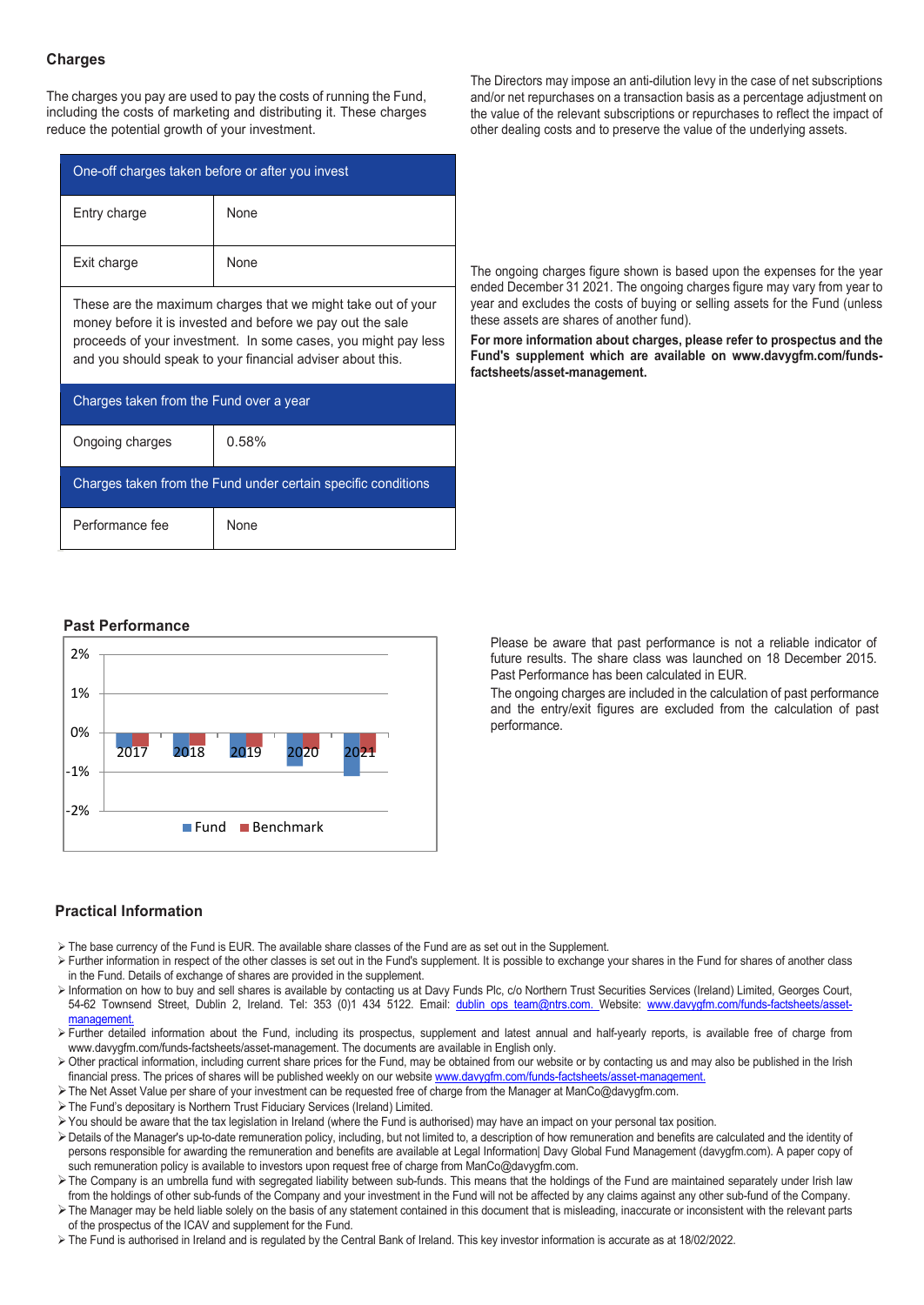## Charges

The charges you pay are used to pay the costs of running the Fund, including the costs of marketing and distributing it. These charges reduce the potential growth of your investment.

| One-off charges taken before or after you invest | |
|---|---|
| Entry charge | None |
| Exit charge | None |
| These are the maximum charges that we might take out of your money before it is invested and before we pay out the sale proceeds of your investment. In some cases, you might pay less and you should speak to your financial adviser about this. | |
| **Charges taken from the Fund over a year** | |
| Ongoing charges | 0.58% |
| **Charges taken from the Fund under certain specific conditions** | |
| Performance fee | None |

The Directors may impose an anti-dilution levy in the case of net subscriptions and/or net repurchases on a transaction basis as a percentage adjustment on the value of the relevant subscriptions or repurchases to reflect the impact of other dealing costs and to preserve the value of the underlying assets.

The ongoing charges figure shown is based upon the expenses for the year ended December 31 2021. The ongoing charges figure may vary from year to year and excludes the costs of buying or selling assets for the Fund (unless these assets are shares of another fund).

**For more information about charges, please refer to prospectus and the Fund's supplement which are available on www.davygfm.com/funds-factsheets/asset-management.**

## Past Performance

2%
1%
0%
-1%
-2%
2017
2018
2019
2020
2021
Fund
Benchmark

Please be aware that past performance is not a reliable indicator of future results. The share class was launched on 18 December 2015. Past Performance has been calculated in EUR.

The ongoing charges are included in the calculation of past performance and the entry/exit figures are excluded from the calculation of past performance.

## Practical Information

- The base currency of the Fund is EUR. The available share classes of the Fund are as set out in the Supplement.
- Further information in respect of the other classes is set out in the Fund's supplement. It is possible to exchange your shares in the Fund for shares of another class in the Fund. Details of exchange of shares are provided in the supplement.
- Information on how to buy and sell shares is available by contacting us at Davy Funds Plc, c/o Northern Trust Securities Services (Ireland) Limited, Georges Court, 54-62 Townsend Street, Dublin 2, Ireland. Tel: 353 (0)1 434 5122. Email: dublin_ops_team@ntrs.com. Website: www.davygfm.com/funds-factsheets/asset-management.
- Further detailed information about the Fund, including its prospectus, supplement and latest annual and half-yearly reports, is available free of charge from www.davygfm.com/funds-factsheets/asset-management. The documents are available in English only.
- Other practical information, including current share prices for the Fund, may be obtained from our website or by contacting us and may also be published in the Irish financial press. The prices of shares will be published weekly on our website www.davygfm.com/funds-factsheets/asset-management.
- The Net Asset Value per share of your investment can be requested free of charge from the Manager at ManCo@davygfm.com.
- The Fund's depositary is Northern Trust Fiduciary Services (Ireland) Limited.
- You should be aware that the tax legislation in Ireland (where the Fund is authorised) may have an impact on your personal tax position.
- Details of the Manager's up-to-date remuneration policy, including, but not limited to, a description of how remuneration and benefits are calculated and the identity of persons responsible for awarding the remuneration and benefits are available at Legal Information| Davy Global Fund Management (davygfm.com). A paper copy of such remuneration policy is available to investors upon request free of charge from ManCo@davygfm.com.
- The Company is an umbrella fund with segregated liability between sub-funds. This means that the holdings of the Fund are maintained separately under Irish law from the holdings of other sub-funds of the Company and your investment in the Fund will not be affected by any claims against any other sub-fund of the Company.
- The Manager may be held liable solely on the basis of any statement contained in this document that is misleading, inaccurate or inconsistent with the relevant parts of the prospectus of the ICAV and supplement for the Fund.
- The Fund is authorised in Ireland and is regulated by the Central Bank of Ireland. This key investor information is accurate as at 18/02/2022.